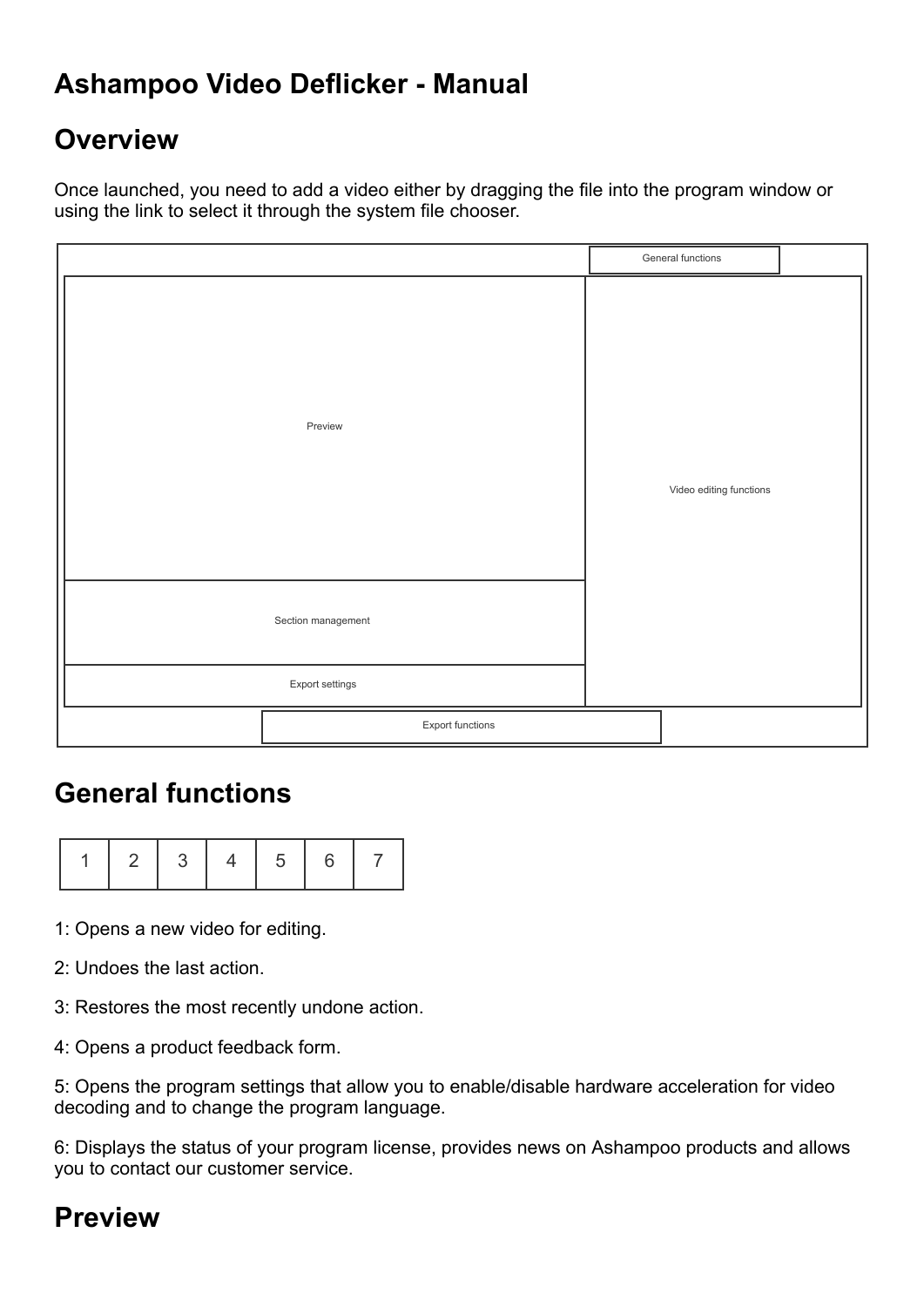# Ashampoo Video Deflicker - Manual

## Overview

Once launched, you need to add a video either by dragging the file into the program window or using the link to select it through the system file chooser.

| Preview | General functions / Video editing functions |
|---|---|
| Section management | |
| Export settings | |
| Export functions | |

## General functions

| 1 | 2 | 3 | 4 | 5 | 6 | 7 |
|---|---|---|---|---|---|---|

1: Opens a new video for editing.

2: Undoes the last action.

3: Restores the most recently undone action.

4: Opens a product feedback form.

5: Opens the program settings that allow you to enable/disable hardware acceleration for video decoding and to change the program language.

6: Displays the status of your program license, provides news on Ashampoo products and allows you to contact our customer service.

## Preview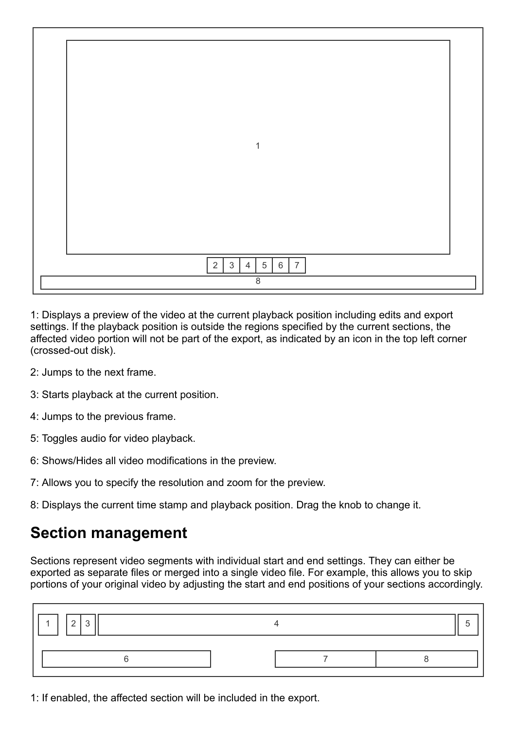1: Displays a preview of the video at the current playback position including edits and export settings. If the playback position is outside the regions specified by the current sections, the affected video portion will not be part of the export, as indicated by an icon in the top left corner (crossed-out disk).

2: Jumps to the next frame.

3: Starts playback at the current position.

4: Jumps to the previous frame.

5: Toggles audio for video playback.

6: Shows/Hides all video modifications in the preview.

7: Allows you to specify the resolution and zoom for the preview.

8: Displays the current time stamp and playback position. Drag the knob to change it.

## Section management

Sections represent video segments with individual start and end settings. They can either be exported as separate files or merged into a single video file. For example, this allows you to skip portions of your original video by adjusting the start and end positions of your sections accordingly.

1: If enabled, the affected section will be included in the export.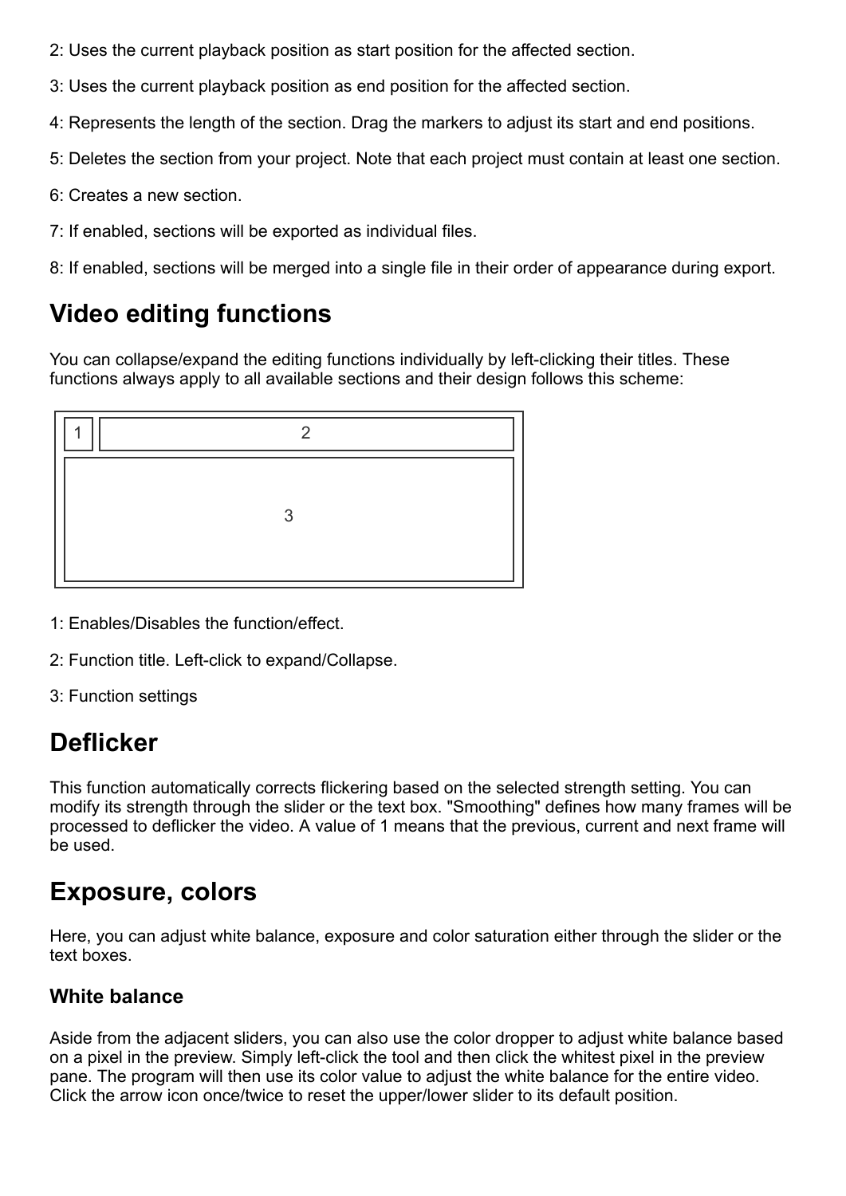2: Uses the current playback position as start position for the affected section.

3: Uses the current playback position as end position for the affected section.

4: Represents the length of the section. Drag the markers to adjust its start and end positions.

5: Deletes the section from your project. Note that each project must contain at least one section.

6: Creates a new section.

7: If enabled, sections will be exported as individual files.

8: If enabled, sections will be merged into a single file in their order of appearance during export.

## Video editing functions

You can collapse/expand the editing functions individually by left-clicking their titles. These functions always apply to all available sections and their design follows this scheme:

1: Enables/Disables the function/effect.

2: Function title. Left-click to expand/Collapse.

3: Function settings

## Deflicker

This function automatically corrects flickering based on the selected strength setting. You can modify its strength through the slider or the text box. "Smoothing" defines how many frames will be processed to deflicker the video. A value of 1 means that the previous, current and next frame will be used.

## Exposure, colors

Here, you can adjust white balance, exposure and color saturation either through the slider or the text boxes.

### White balance

Aside from the adjacent sliders, you can also use the color dropper to adjust white balance based on a pixel in the preview. Simply left-click the tool and then click the whitest pixel in the preview pane. The program will then use its color value to adjust the white balance for the entire video. Click the arrow icon once/twice to reset the upper/lower slider to its default position.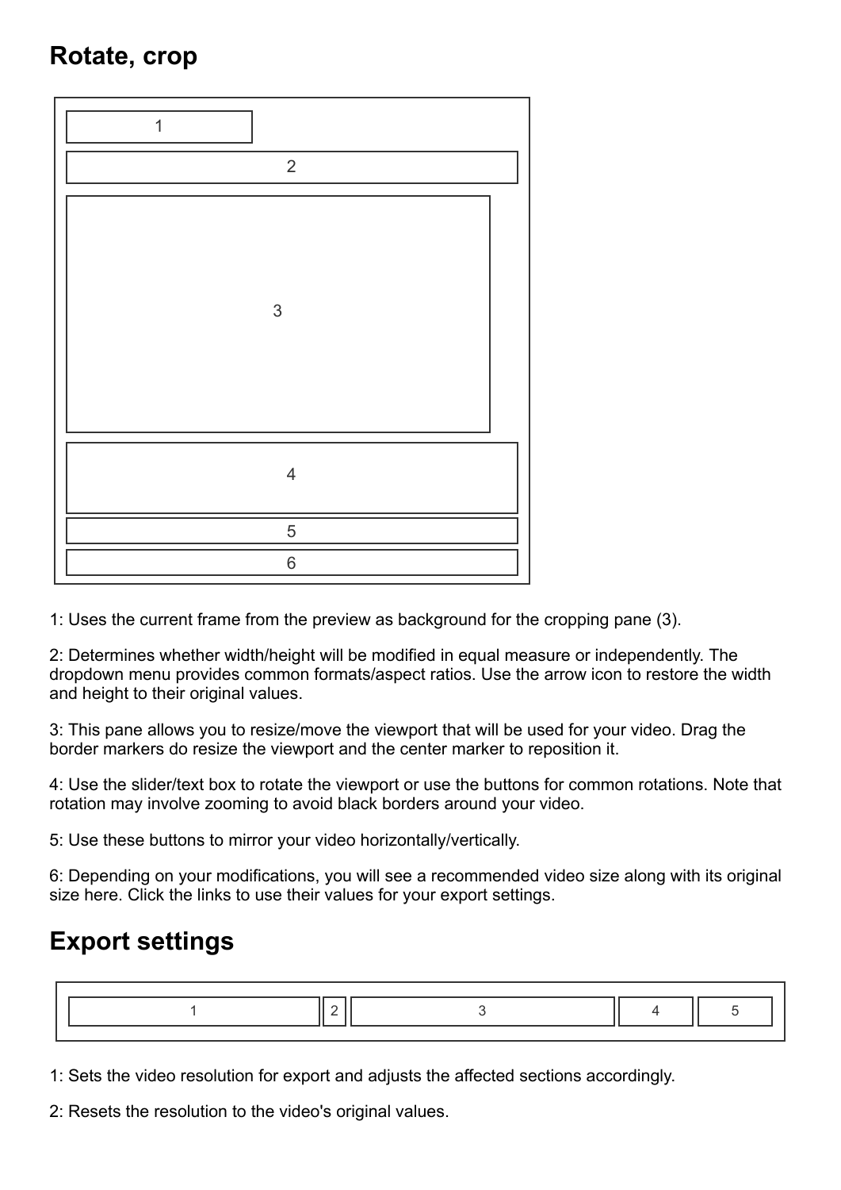## Rotate, crop

1: Uses the current frame from the preview as background for the cropping pane (3).

2: Determines whether width/height will be modified in equal measure or independently. The dropdown menu provides common formats/aspect ratios. Use the arrow icon to restore the width and height to their original values.

3: This pane allows you to resize/move the viewport that will be used for your video. Drag the border markers do resize the viewport and the center marker to reposition it.

4: Use the slider/text box to rotate the viewport or use the buttons for common rotations. Note that rotation may involve zooming to avoid black borders around your video.

5: Use these buttons to mirror your video horizontally/vertically.

6: Depending on your modifications, you will see a recommended video size along with its original size here. Click the links to use their values for your export settings.

## Export settings

1: Sets the video resolution for export and adjusts the affected sections accordingly.

2: Resets the resolution to the video's original values.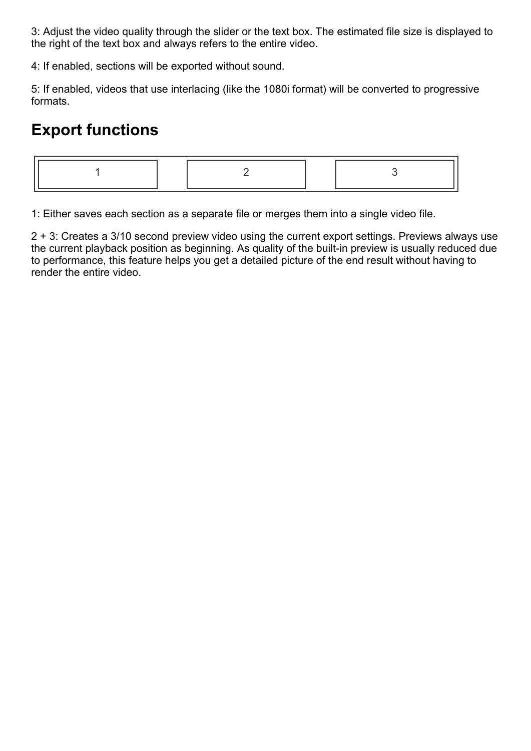3: Adjust the video quality through the slider or the text box. The estimated file size is displayed to the right of the text box and always refers to the entire video.

4: If enabled, sections will be exported without sound.

5: If enabled, videos that use interlacing (like the 1080i format) will be converted to progressive formats.

## Export functions

| | | |
|---|---|---|
| 1 | 2 | 3 |

1: Either saves each section as a separate file or merges them into a single video file.

2 + 3: Creates a 3/10 second preview video using the current export settings. Previews always use the current playback position as beginning. As quality of the built-in preview is usually reduced due to performance, this feature helps you get a detailed picture of the end result without having to render the entire video.